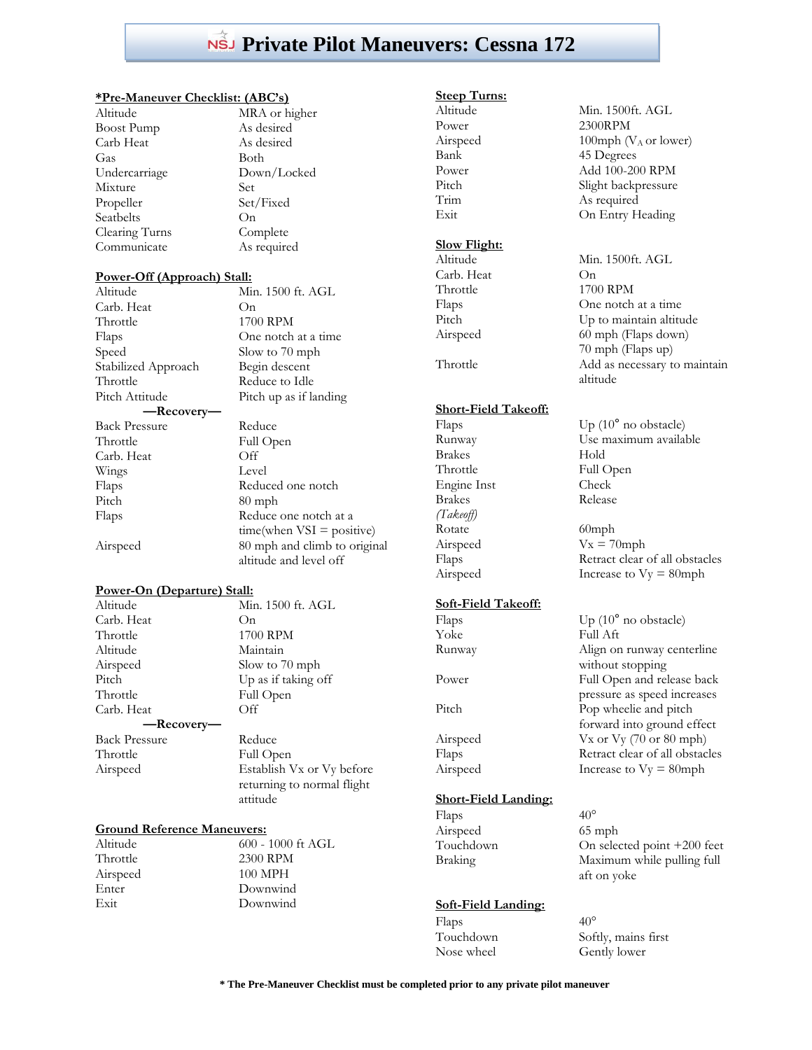# Private Pilot Maneuvers: Cessna 172

## *Pre-Maneuver Checklist: (ABC's)

| | |
|---|---|
| Altitude | MRA or higher |
| Boost Pump | As desired |
| Carb Heat | As desired |
| Gas | Both |
| Undercarriage | Down/Locked |
| Mixture | Set |
| Propeller | Set/Fixed |
| Seatbelts | On |
| Clearing Turns | Complete |
| Communicate | As required |

## Power-Off (Approach) Stall:

| | |
|---|---|
| Altitude | Min. 1500 ft. AGL |
| Carb. Heat | On |
| Throttle | 1700 RPM |
| Flaps | One notch at a time |
| Speed | Slow to 70 mph |
| Stabilized Approach | Begin descent |
| Throttle | Reduce to Idle |
| Pitch Attitude | Pitch up as if landing |
| **—Recovery—** | |
| Back Pressure | Reduce |
| Throttle | Full Open |
| Carb. Heat | Off |
| Wings | Level |
| Flaps | Reduced one notch |
| Pitch | 80 mph |
| Flaps | Reduce one notch at a time(when VSI = positive) |
| Airspeed | 80 mph and climb to original altitude and level off |

## Power-On (Departure) Stall:

| | |
|---|---|
| Altitude | Min. 1500 ft. AGL |
| Carb. Heat | On |
| Throttle | 1700 RPM |
| Altitude | Maintain |
| Airspeed | Slow to 70 mph |
| Pitch | Up as if taking off |
| Throttle | Full Open |
| Carb. Heat | Off |
| **—Recovery—** | |
| Back Pressure | Reduce |
| Throttle | Full Open |
| Airspeed | Establish Vx or Vy before returning to normal flight attitude |

## Ground Reference Maneuvers:

| | |
|---|---|
| Altitude | 600 - 1000 ft AGL |
| Throttle | 2300 RPM |
| Airspeed | 100 MPH |
| Enter | Downwind |
| Exit | Downwind |

## Steep Turns:

| | |
|---|---|
| Altitude | Min. 1500ft. AGL |
| Power | 2300RPM |
| Airspeed | 100mph ($V_A$ or lower) |
| Bank | 45 Degrees |
| Power | Add 100-200 RPM |
| Pitch | Slight backpressure |
| Trim | As required |
| Exit | On Entry Heading |

## Slow Flight:

| | |
|---|---|
| Altitude | Min. 1500ft. AGL |
| Carb. Heat | On |
| Throttle | 1700 RPM |
| Flaps | One notch at a time |
| Pitch | Up to maintain altitude |
| Airspeed | 60 mph (Flaps down)<br>70 mph (Flaps up) |
| Throttle | Add as necessary to maintain altitude |

## Short-Field Takeoff:

| | |
|---|---|
| Flaps | Up (10° no obstacle) |
| Runway | Use maximum available |
| Brakes | Hold |
| Throttle | Full Open |
| Engine Inst | Check |
| Brakes | Release |
| *(Takeoff)* | |
| Rotate | 60mph |
| Airspeed | Vx = 70mph |
| Flaps | Retract clear of all obstacles |
| Airspeed | Increase to Vy = 80mph |

## Soft-Field Takeoff:

| | |
|---|---|
| Flaps | Up (10° no obstacle) |
| Yoke | Full Aft |
| Runway | Align on runway centerline without stopping |
| Power | Full Open and release back pressure as speed increases |
| Pitch | Pop wheelie and pitch forward into ground effect |
| Airspeed | Vx or Vy (70 or 80 mph) |
| Flaps | Retract clear of all obstacles |
| Airspeed | Increase to Vy = 80mph |

## Short-Field Landing:

| | |
|---|---|
| Flaps | 40° |
| Airspeed | 65 mph |
| Touchdown | On selected point +200 feet |
| Braking | Maximum while pulling full aft on yoke |

## Soft-Field Landing:

| | |
|---|---|
| Flaps | 40° |
| Touchdown | Softly, mains first |
| Nose wheel | Gently lower |

**\* The Pre-Maneuver Checklist must be completed prior to any private pilot maneuver**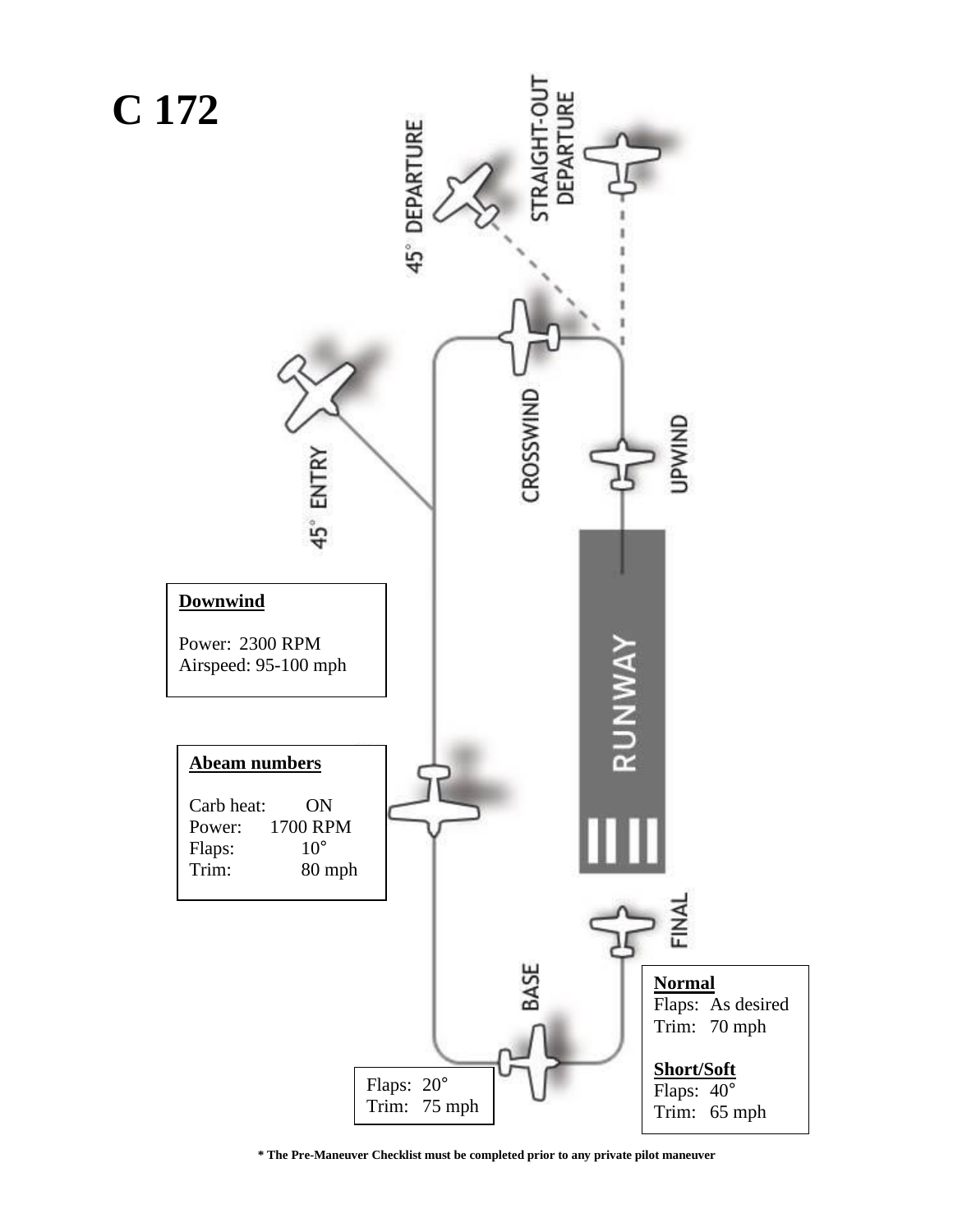# C 172

45° DEPARTURE

STRAIGHT-OUT DEPARTURE

45° ENTRY

CROSSWIND

UPWIND

RUNWAY

**Downwind**

Power: 2300 RPM
Airspeed: 95-100 mph

**Abeam numbers**

Carb heat: ON
Power: 1700 RPM
Flaps: 10°
Trim: 80 mph

FINAL

BASE

Flaps: 20°
Trim: 75 mph

**Normal**
Flaps: As desired
Trim: 70 mph

**Short/Soft**
Flaps: 40°
Trim: 65 mph

**\* The Pre-Maneuver Checklist must be completed prior to any private pilot maneuver**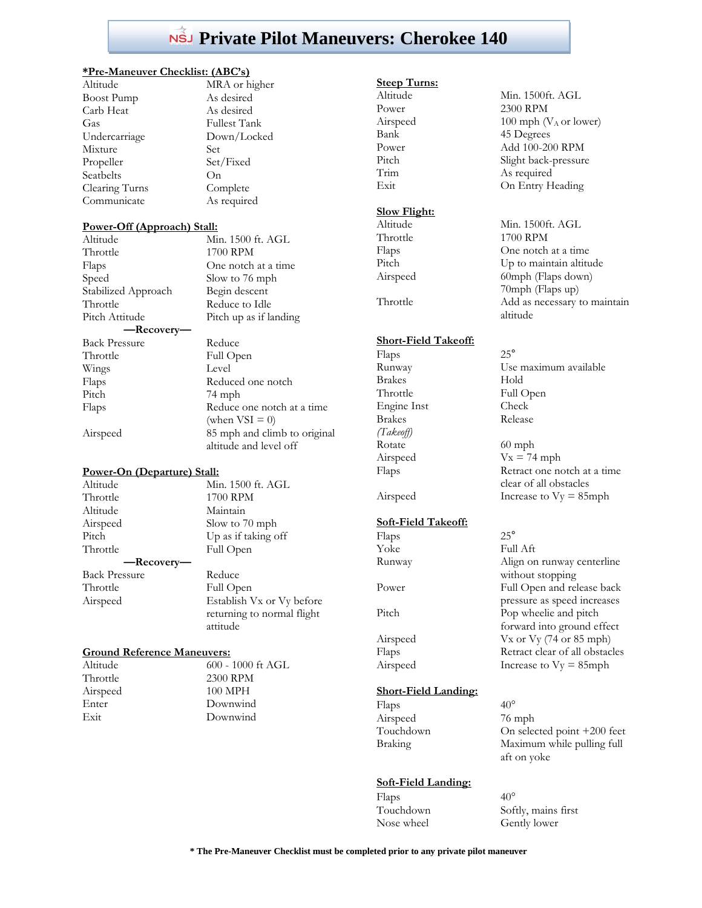# Private Pilot Maneuvers: Cherokee 140

**\*Pre-Maneuver Checklist: (ABC's)**

| | |
|---|---|
| Altitude | MRA or higher |
| Boost Pump | As desired |
| Carb Heat | As desired |
| Gas | Fullest Tank |
| Undercarriage | Down/Locked |
| Mixture | Set |
| Propeller | Set/Fixed |
| Seatbelts | On |
| Clearing Turns | Complete |
| Communicate | As required |

**Power-Off (Approach) Stall:**

| | |
|---|---|
| Altitude | Min. 1500 ft. AGL |
| Throttle | 1700 RPM |
| Flaps | One notch at a time |
| Speed | Slow to 76 mph |
| Stabilized Approach | Begin descent |
| Throttle | Reduce to Idle |
| Pitch Attitude | Pitch up as if landing |
| **—Recovery—** | |
| Back Pressure | Reduce |
| Throttle | Full Open |
| Wings | Level |
| Flaps | Reduced one notch |
| Pitch | 74 mph |
| Flaps | Reduce one notch at a time (when VSI = 0) |
| Airspeed | 85 mph and climb to original altitude and level off |

**Power-On (Departure) Stall:**

| | |
|---|---|
| Altitude | Min. 1500 ft. AGL |
| Throttle | 1700 RPM |
| Altitude | Maintain |
| Airspeed | Slow to 70 mph |
| Pitch | Up as if taking off |
| Throttle | Full Open |
| **—Recovery—** | |
| Back Pressure | Reduce |
| Throttle | Full Open |
| Airspeed | Establish Vx or Vy before returning to normal flight attitude |

**Ground Reference Maneuvers:**

| | |
|---|---|
| Altitude | 600 - 1000 ft AGL |
| Throttle | 2300 RPM |
| Airspeed | 100 MPH |
| Enter | Downwind |
| Exit | Downwind |

**Steep Turns:**

| | |
|---|---|
| Altitude | Min. 1500ft. AGL |
| Power | 2300 RPM |
| Airspeed | 100 mph ($V_A$ or lower) |
| Bank | 45 Degrees |
| Power | Add 100-200 RPM |
| Pitch | Slight back-pressure |
| Trim | As required |
| Exit | On Entry Heading |

**Slow Flight:**

| | |
|---|---|
| Altitude | Min. 1500ft. AGL |
| Throttle | 1700 RPM |
| Flaps | One notch at a time |
| Pitch | Up to maintain altitude |
| Airspeed | 60mph (Flaps down) 70mph (Flaps up) |
| Throttle | Add as necessary to maintain altitude |

**Short-Field Takeoff:**

| | |
|---|---|
| Flaps | 25° |
| Runway | Use maximum available |
| Brakes | Hold |
| Throttle | Full Open |
| Engine Inst | Check |
| Brakes | Release |
| *(Takeoff)* | |
| Rotate | 60 mph |
| Airspeed | Vx = 74 mph |
| Flaps | Retract one notch at a time clear of all obstacles |
| Airspeed | Increase to Vy = 85mph |

**Soft-Field Takeoff:**

| | |
|---|---|
| Flaps | 25° |
| Yoke | Full Aft |
| Runway | Align on runway centerline without stopping |
| Power | Full Open and release back pressure as speed increases |
| Pitch | Pop wheelie and pitch forward into ground effect |
| Airspeed | Vx or Vy (74 or 85 mph) |
| Flaps | Retract clear of all obstacles |
| Airspeed | Increase to Vy = 85mph |

**Short-Field Landing:**

| | |
|---|---|
| Flaps | 40° |
| Airspeed | 76 mph |
| Touchdown | On selected point +200 feet |
| Braking | Maximum while pulling full aft on yoke |

**Soft-Field Landing:**

| | |
|---|---|
| Flaps | 40° |
| Touchdown | Softly, mains first |
| Nose wheel | Gently lower |

**\* The Pre-Maneuver Checklist must be completed prior to any private pilot maneuver**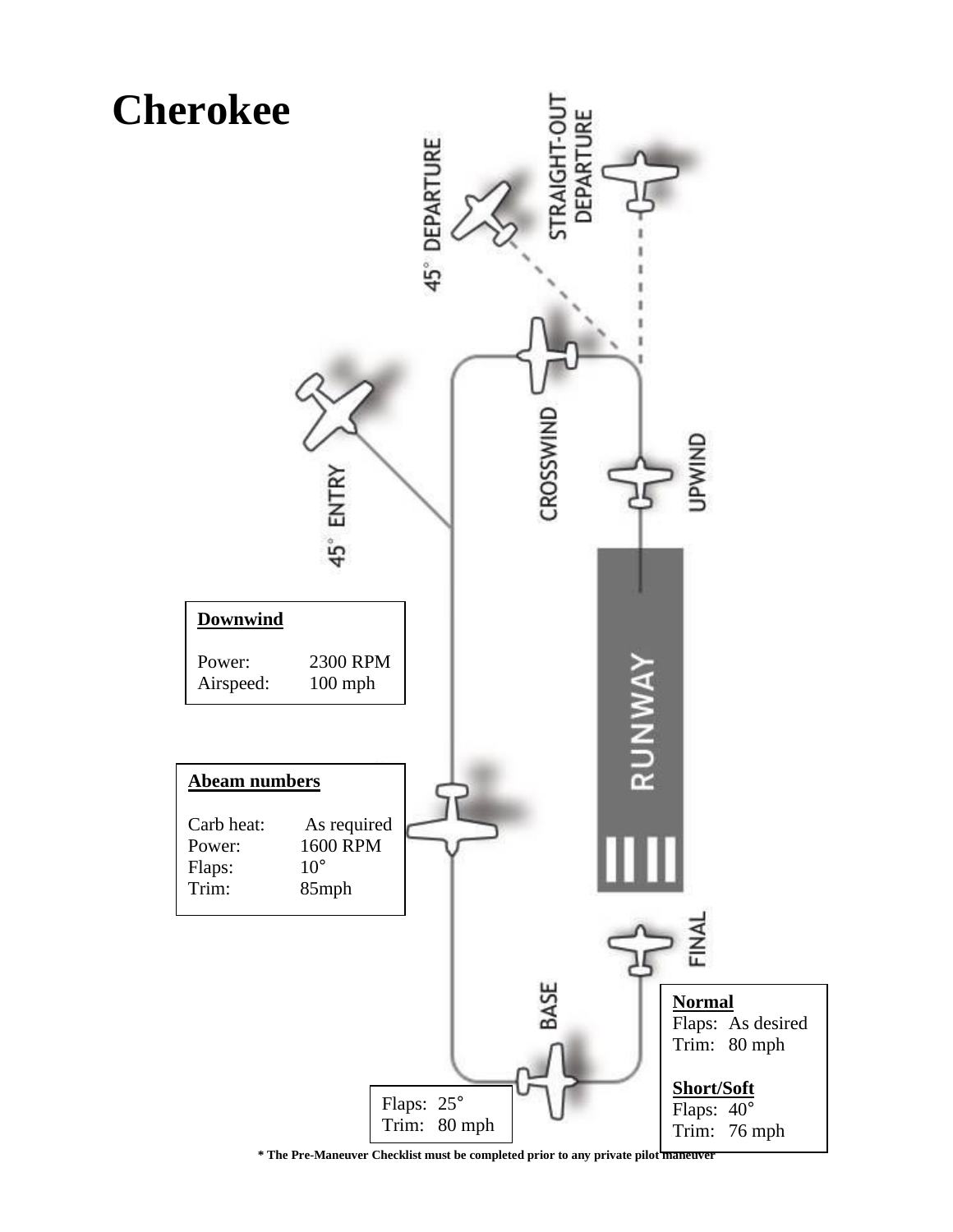# Cherokee

STRAIGHT-OUT DEPARTURE

45° DEPARTURE

45° ENTRY

CROSSWIND

UPWIND

RUNWAY

FINAL

BASE

**Downwind**

Power: 2300 RPM
Airspeed: 100 mph

**Abeam numbers**

Carb heat: As required
Power: 1600 RPM
Flaps: 10°
Trim: 85mph

Flaps: 25°
Trim: 80 mph

**Normal**
Flaps: As desired
Trim: 80 mph

**Short/Soft**
Flaps: 40°
Trim: 76 mph

**\* The Pre-Maneuver Checklist must be completed prior to any private pilot maneuver**